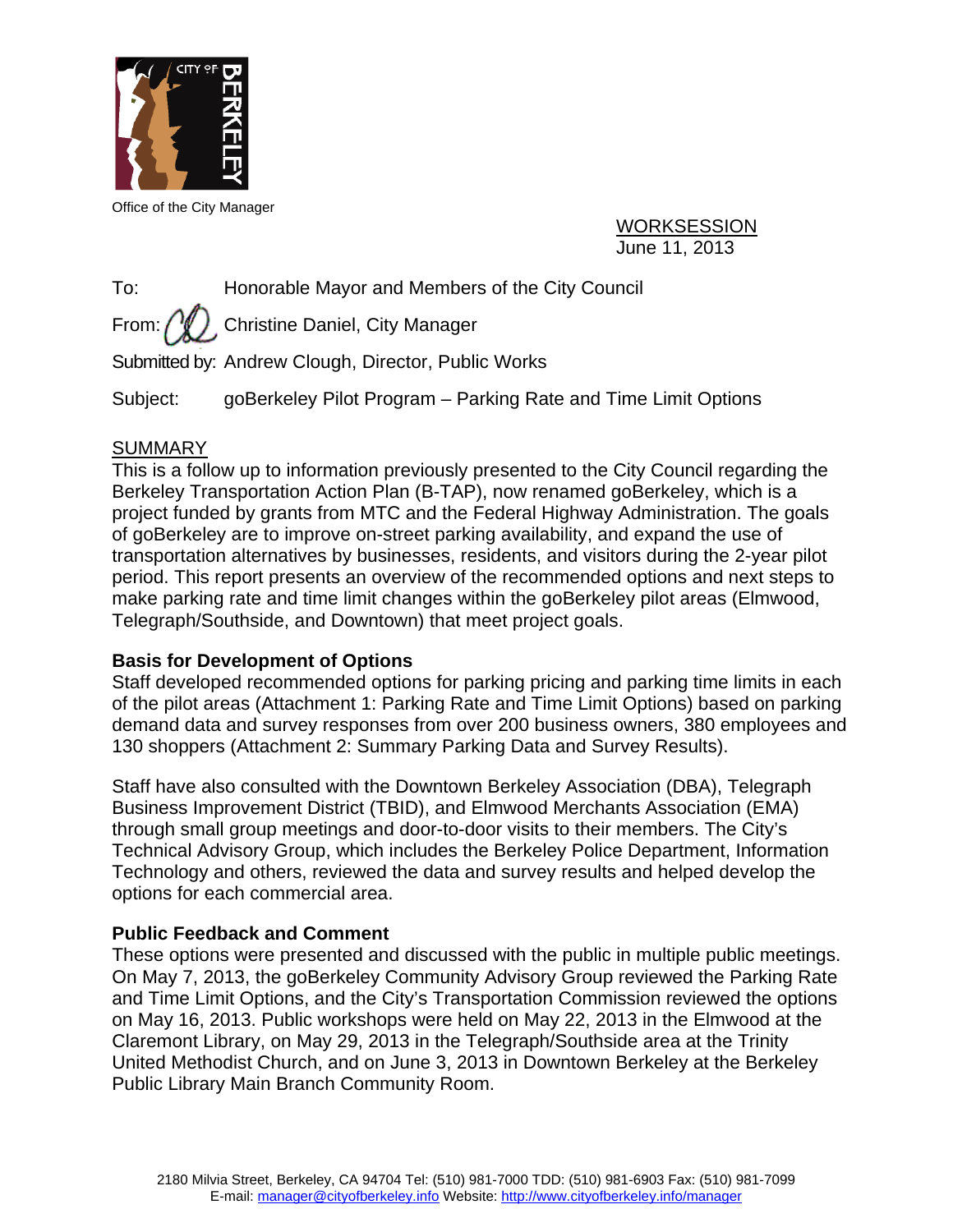Office of the City Manager

WORKSESSION
June 11, 2013

To: Honorable Mayor and Members of the City Council

From: Christine Daniel, City Manager

Submitted by: Andrew Clough, Director, Public Works

Subject: goBerkeley Pilot Program – Parking Rate and Time Limit Options

## SUMMARY

This is a follow up to information previously presented to the City Council regarding the Berkeley Transportation Action Plan (B-TAP), now renamed goBerkeley, which is a project funded by grants from MTC and the Federal Highway Administration. The goals of goBerkeley are to improve on-street parking availability, and expand the use of transportation alternatives by businesses, residents, and visitors during the 2-year pilot period. This report presents an overview of the recommended options and next steps to make parking rate and time limit changes within the goBerkeley pilot areas (Elmwood, Telegraph/Southside, and Downtown) that meet project goals.

**Basis for Development of Options**

Staff developed recommended options for parking pricing and parking time limits in each of the pilot areas (Attachment 1: Parking Rate and Time Limit Options) based on parking demand data and survey responses from over 200 business owners, 380 employees and 130 shoppers (Attachment 2: Summary Parking Data and Survey Results).

Staff have also consulted with the Downtown Berkeley Association (DBA), Telegraph Business Improvement District (TBID), and Elmwood Merchants Association (EMA) through small group meetings and door-to-door visits to their members. The City's Technical Advisory Group, which includes the Berkeley Police Department, Information Technology and others, reviewed the data and survey results and helped develop the options for each commercial area.

**Public Feedback and Comment**

These options were presented and discussed with the public in multiple public meetings. On May 7, 2013, the goBerkeley Community Advisory Group reviewed the Parking Rate and Time Limit Options, and the City's Transportation Commission reviewed the options on May 16, 2013. Public workshops were held on May 22, 2013 in the Elmwood at the Claremont Library, on May 29, 2013 in the Telegraph/Southside area at the Trinity United Methodist Church, and on June 3, 2013 in Downtown Berkeley at the Berkeley Public Library Main Branch Community Room.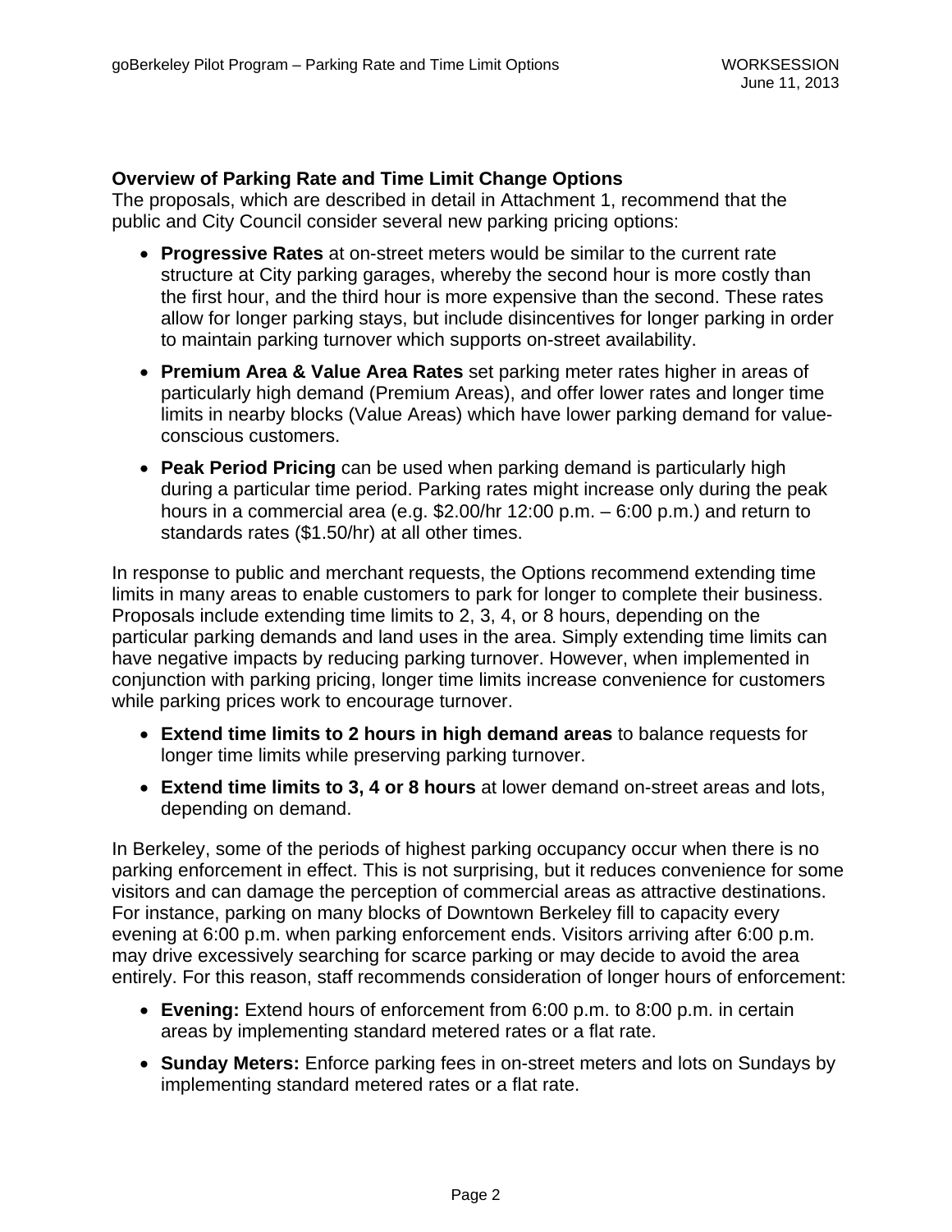**Overview of Parking Rate and Time Limit Change Options**

The proposals, which are described in detail in Attachment 1, recommend that the public and City Council consider several new parking pricing options:

- **Progressive Rates** at on-street meters would be similar to the current rate structure at City parking garages, whereby the second hour is more costly than the first hour, and the third hour is more expensive than the second. These rates allow for longer parking stays, but include disincentives for longer parking in order to maintain parking turnover which supports on-street availability.
- **Premium Area & Value Area Rates** set parking meter rates higher in areas of particularly high demand (Premium Areas), and offer lower rates and longer time limits in nearby blocks (Value Areas) which have lower parking demand for value-conscious customers.
- **Peak Period Pricing** can be used when parking demand is particularly high during a particular time period. Parking rates might increase only during the peak hours in a commercial area (e.g. $2.00/hr 12:00 p.m. – 6:00 p.m.) and return to standards rates ($1.50/hr) at all other times.

In response to public and merchant requests, the Options recommend extending time limits in many areas to enable customers to park for longer to complete their business. Proposals include extending time limits to 2, 3, 4, or 8 hours, depending on the particular parking demands and land uses in the area. Simply extending time limits can have negative impacts by reducing parking turnover. However, when implemented in conjunction with parking pricing, longer time limits increase convenience for customers while parking prices work to encourage turnover.

- **Extend time limits to 2 hours in high demand areas** to balance requests for longer time limits while preserving parking turnover.
- **Extend time limits to 3, 4 or 8 hours** at lower demand on-street areas and lots, depending on demand.

In Berkeley, some of the periods of highest parking occupancy occur when there is no parking enforcement in effect. This is not surprising, but it reduces convenience for some visitors and can damage the perception of commercial areas as attractive destinations. For instance, parking on many blocks of Downtown Berkeley fill to capacity every evening at 6:00 p.m. when parking enforcement ends. Visitors arriving after 6:00 p.m. may drive excessively searching for scarce parking or may decide to avoid the area entirely. For this reason, staff recommends consideration of longer hours of enforcement:

- **Evening:** Extend hours of enforcement from 6:00 p.m. to 8:00 p.m. in certain areas by implementing standard metered rates or a flat rate.
- **Sunday Meters:** Enforce parking fees in on-street meters and lots on Sundays by implementing standard metered rates or a flat rate.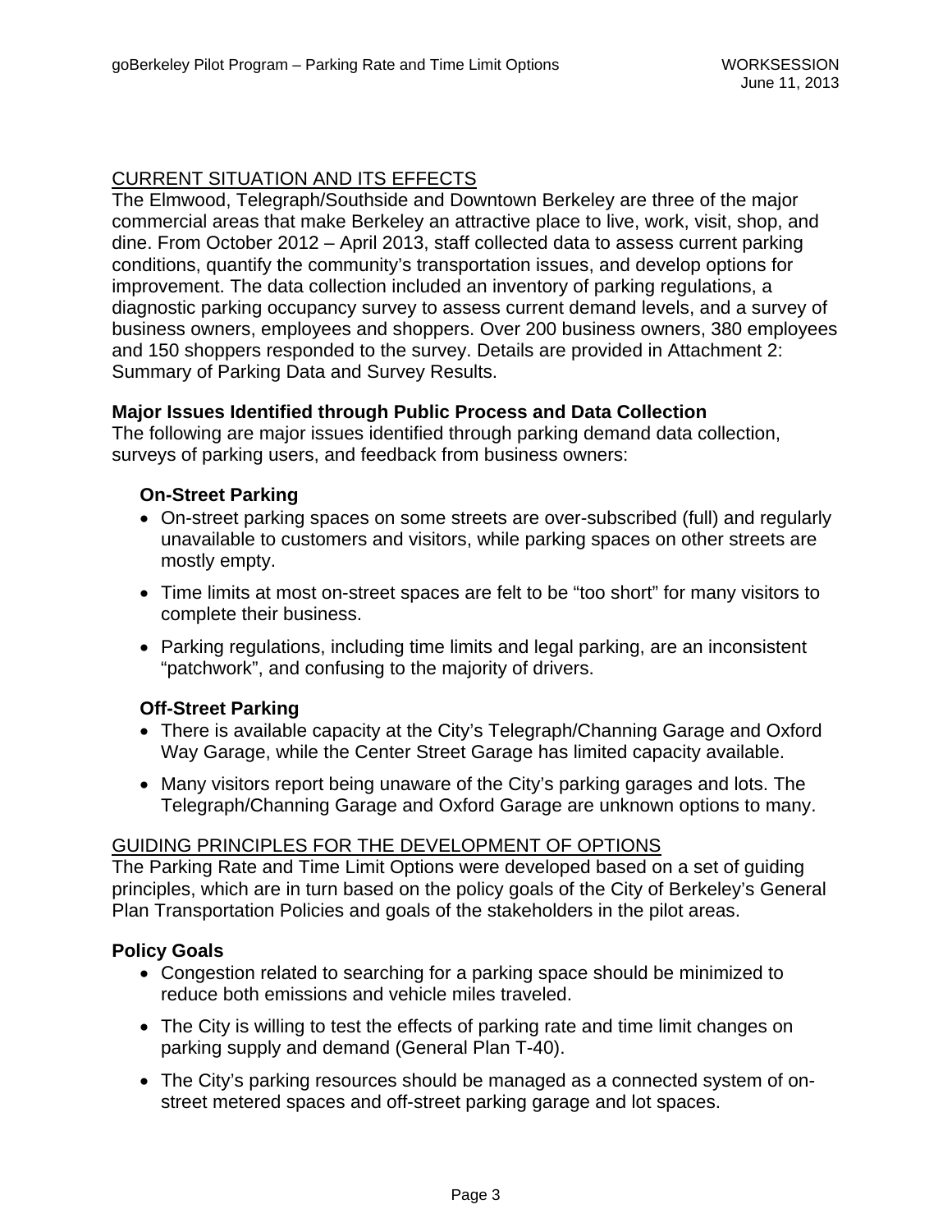## CURRENT SITUATION AND ITS EFFECTS

The Elmwood, Telegraph/Southside and Downtown Berkeley are three of the major commercial areas that make Berkeley an attractive place to live, work, visit, shop, and dine. From October 2012 – April 2013, staff collected data to assess current parking conditions, quantify the community's transportation issues, and develop options for improvement. The data collection included an inventory of parking regulations, a diagnostic parking occupancy survey to assess current demand levels, and a survey of business owners, employees and shoppers. Over 200 business owners, 380 employees and 150 shoppers responded to the survey. Details are provided in Attachment 2: Summary of Parking Data and Survey Results.

### Major Issues Identified through Public Process and Data Collection

The following are major issues identified through parking demand data collection, surveys of parking users, and feedback from business owners:

#### On-Street Parking

- On-street parking spaces on some streets are over-subscribed (full) and regularly unavailable to customers and visitors, while parking spaces on other streets are mostly empty.
- Time limits at most on-street spaces are felt to be "too short" for many visitors to complete their business.
- Parking regulations, including time limits and legal parking, are an inconsistent "patchwork", and confusing to the majority of drivers.

#### Off-Street Parking

- There is available capacity at the City's Telegraph/Channing Garage and Oxford Way Garage, while the Center Street Garage has limited capacity available.
- Many visitors report being unaware of the City's parking garages and lots. The Telegraph/Channing Garage and Oxford Garage are unknown options to many.

## GUIDING PRINCIPLES FOR THE DEVELOPMENT OF OPTIONS

The Parking Rate and Time Limit Options were developed based on a set of guiding principles, which are in turn based on the policy goals of the City of Berkeley's General Plan Transportation Policies and goals of the stakeholders in the pilot areas.

### Policy Goals

- Congestion related to searching for a parking space should be minimized to reduce both emissions and vehicle miles traveled.
- The City is willing to test the effects of parking rate and time limit changes on parking supply and demand (General Plan T-40).
- The City's parking resources should be managed as a connected system of on-street metered spaces and off-street parking garage and lot spaces.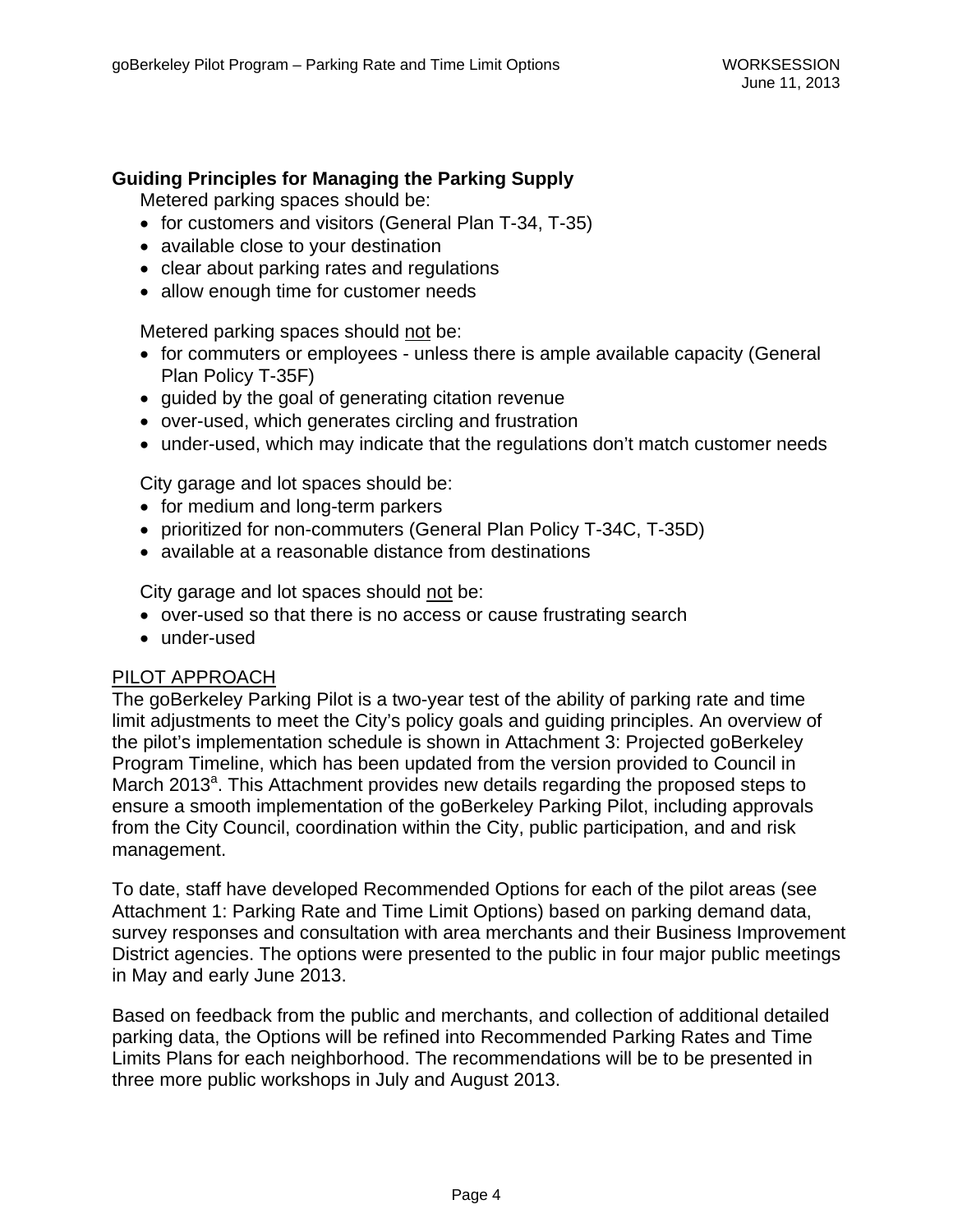**Guiding Principles for Managing the Parking Supply**

Metered parking spaces should be:

- for customers and visitors (General Plan T-34, T-35)
- available close to your destination
- clear about parking rates and regulations
- allow enough time for customer needs

Metered parking spaces should not be:

- for commuters or employees - unless there is ample available capacity (General Plan Policy T-35F)
- guided by the goal of generating citation revenue
- over-used, which generates circling and frustration
- under-used, which may indicate that the regulations don't match customer needs

City garage and lot spaces should be:

- for medium and long-term parkers
- prioritized for non-commuters (General Plan Policy T-34C, T-35D)
- available at a reasonable distance from destinations

City garage and lot spaces should not be:

- over-used so that there is no access or cause frustrating search
- under-used

PILOT APPROACH

The goBerkeley Parking Pilot is a two-year test of the ability of parking rate and time limit adjustments to meet the City's policy goals and guiding principles. An overview of the pilot's implementation schedule is shown in Attachment 3: Projected goBerkeley Program Timeline, which has been updated from the version provided to Council in March 2013[a]. This Attachment provides new details regarding the proposed steps to ensure a smooth implementation of the goBerkeley Parking Pilot, including approvals from the City Council, coordination within the City, public participation, and and risk management.

To date, staff have developed Recommended Options for each of the pilot areas (see Attachment 1: Parking Rate and Time Limit Options) based on parking demand data, survey responses and consultation with area merchants and their Business Improvement District agencies. The options were presented to the public in four major public meetings in May and early June 2013.

Based on feedback from the public and merchants, and collection of additional detailed parking data, the Options will be refined into Recommended Parking Rates and Time Limits Plans for each neighborhood. The recommendations will be to be presented in three more public workshops in July and August 2013.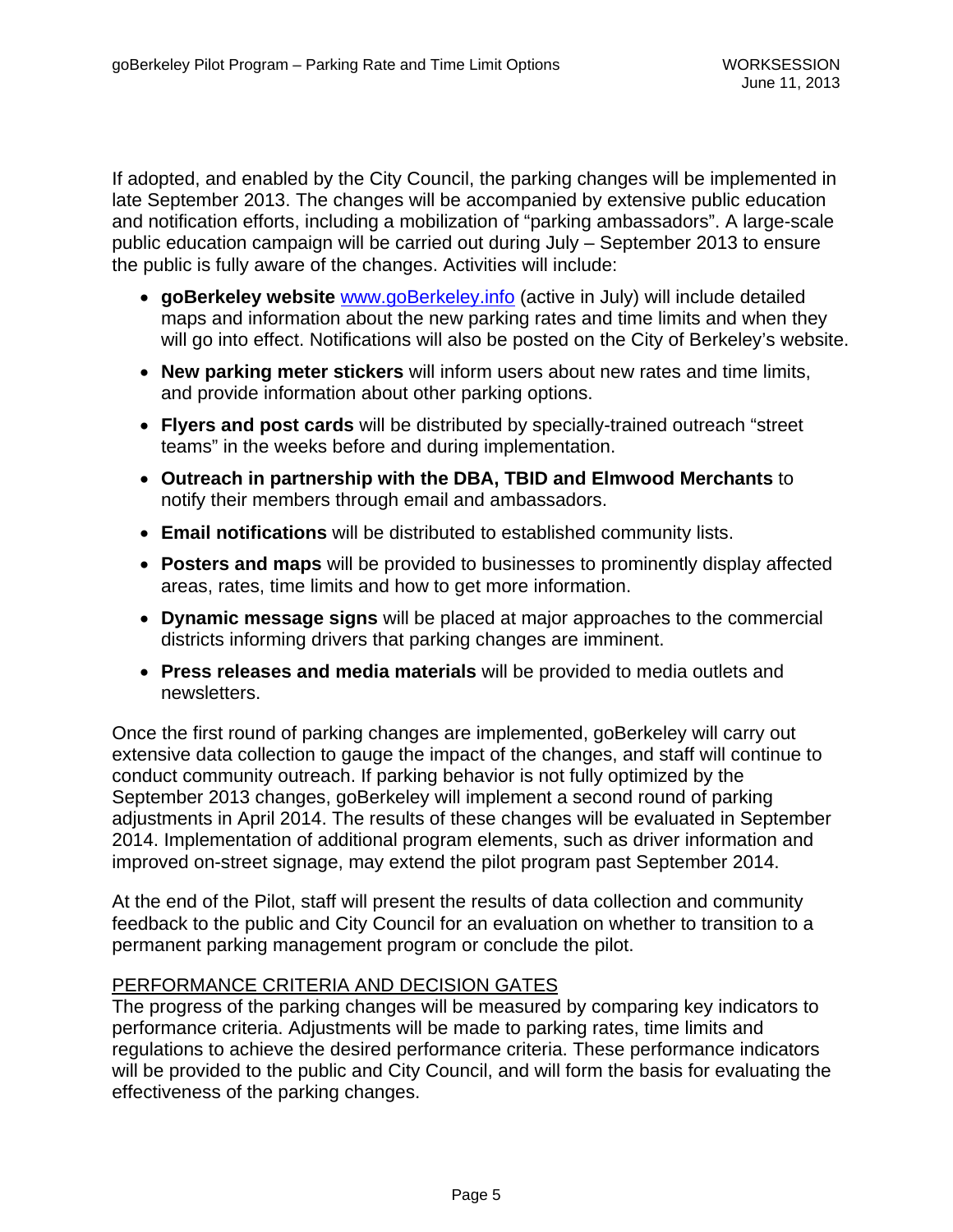If adopted, and enabled by the City Council, the parking changes will be implemented in late September 2013. The changes will be accompanied by extensive public education and notification efforts, including a mobilization of "parking ambassadors". A large-scale public education campaign will be carried out during July – September 2013 to ensure the public is fully aware of the changes. Activities will include:

- **goBerkeley website** www.goBerkeley.info (active in July) will include detailed maps and information about the new parking rates and time limits and when they will go into effect. Notifications will also be posted on the City of Berkeley's website.
- **New parking meter stickers** will inform users about new rates and time limits, and provide information about other parking options.
- **Flyers and post cards** will be distributed by specially-trained outreach "street teams" in the weeks before and during implementation.
- **Outreach in partnership with the DBA, TBID and Elmwood Merchants** to notify their members through email and ambassadors.
- **Email notifications** will be distributed to established community lists.
- **Posters and maps** will be provided to businesses to prominently display affected areas, rates, time limits and how to get more information.
- **Dynamic message signs** will be placed at major approaches to the commercial districts informing drivers that parking changes are imminent.
- **Press releases and media materials** will be provided to media outlets and newsletters.

Once the first round of parking changes are implemented, goBerkeley will carry out extensive data collection to gauge the impact of the changes, and staff will continue to conduct community outreach. If parking behavior is not fully optimized by the September 2013 changes, goBerkeley will implement a second round of parking adjustments in April 2014. The results of these changes will be evaluated in September 2014. Implementation of additional program elements, such as driver information and improved on-street signage, may extend the pilot program past September 2014.

At the end of the Pilot, staff will present the results of data collection and community feedback to the public and City Council for an evaluation on whether to transition to a permanent parking management program or conclude the pilot.

## PERFORMANCE CRITERIA AND DECISION GATES

The progress of the parking changes will be measured by comparing key indicators to performance criteria. Adjustments will be made to parking rates, time limits and regulations to achieve the desired performance criteria. These performance indicators will be provided to the public and City Council, and will form the basis for evaluating the effectiveness of the parking changes.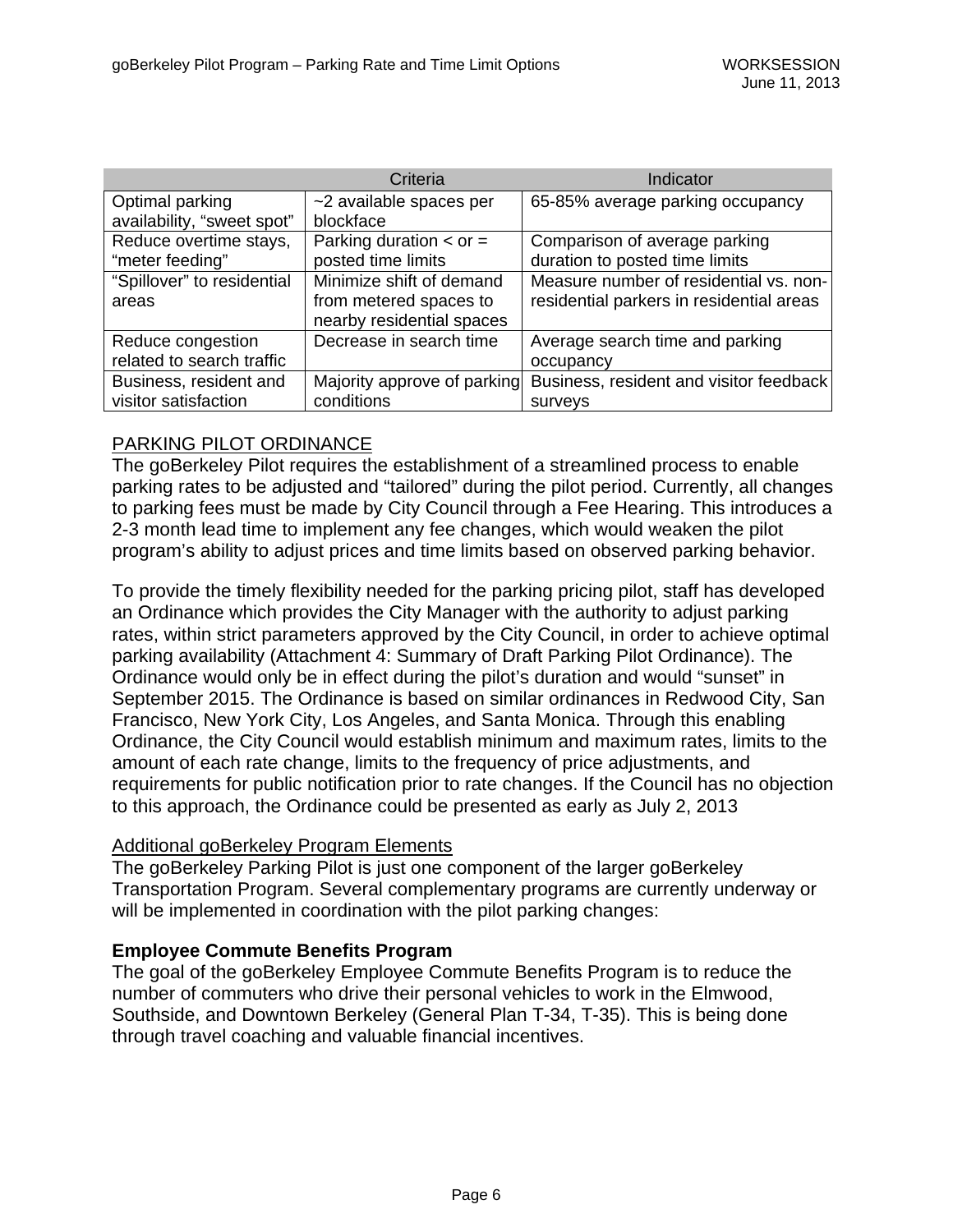| | Criteria | Indicator |
|---|---|---|
| Optimal parking availability, “sweet spot” | ~2 available spaces per blockface | 65-85% average parking occupancy |
| Reduce overtime stays, “meter feeding” | Parking duration < or = posted time limits | Comparison of average parking duration to posted time limits |
| “Spillover” to residential areas | Minimize shift of demand from metered spaces to nearby residential spaces | Measure number of residential vs. non-residential parkers in residential areas |
| Reduce congestion related to search traffic | Decrease in search time | Average search time and parking occupancy |
| Business, resident and visitor satisfaction | Majority approve of parking conditions | Business, resident and visitor feedback surveys |

<u>PARKING PILOT ORDINANCE</u>

The goBerkeley Pilot requires the establishment of a streamlined process to enable parking rates to be adjusted and “tailored” during the pilot period. Currently, all changes to parking fees must be made by City Council through a Fee Hearing. This introduces a 2-3 month lead time to implement any fee changes, which would weaken the pilot program’s ability to adjust prices and time limits based on observed parking behavior.

To provide the timely flexibility needed for the parking pricing pilot, staff has developed an Ordinance which provides the City Manager with the authority to adjust parking rates, within strict parameters approved by the City Council, in order to achieve optimal parking availability (Attachment 4: Summary of Draft Parking Pilot Ordinance). The Ordinance would only be in effect during the pilot’s duration and would “sunset” in September 2015. The Ordinance is based on similar ordinances in Redwood City, San Francisco, New York City, Los Angeles, and Santa Monica. Through this enabling Ordinance, the City Council would establish minimum and maximum rates, limits to the amount of each rate change, limits to the frequency of price adjustments, and requirements for public notification prior to rate changes. If the Council has no objection to this approach, the Ordinance could be presented as early as July 2, 2013

<u>Additional goBerkeley Program Elements</u>

The goBerkeley Parking Pilot is just one component of the larger goBerkeley Transportation Program. Several complementary programs are currently underway or will be implemented in coordination with the pilot parking changes:

**Employee Commute Benefits Program**

The goal of the goBerkeley Employee Commute Benefits Program is to reduce the number of commuters who drive their personal vehicles to work in the Elmwood, Southside, and Downtown Berkeley (General Plan T-34, T-35). This is being done through travel coaching and valuable financial incentives.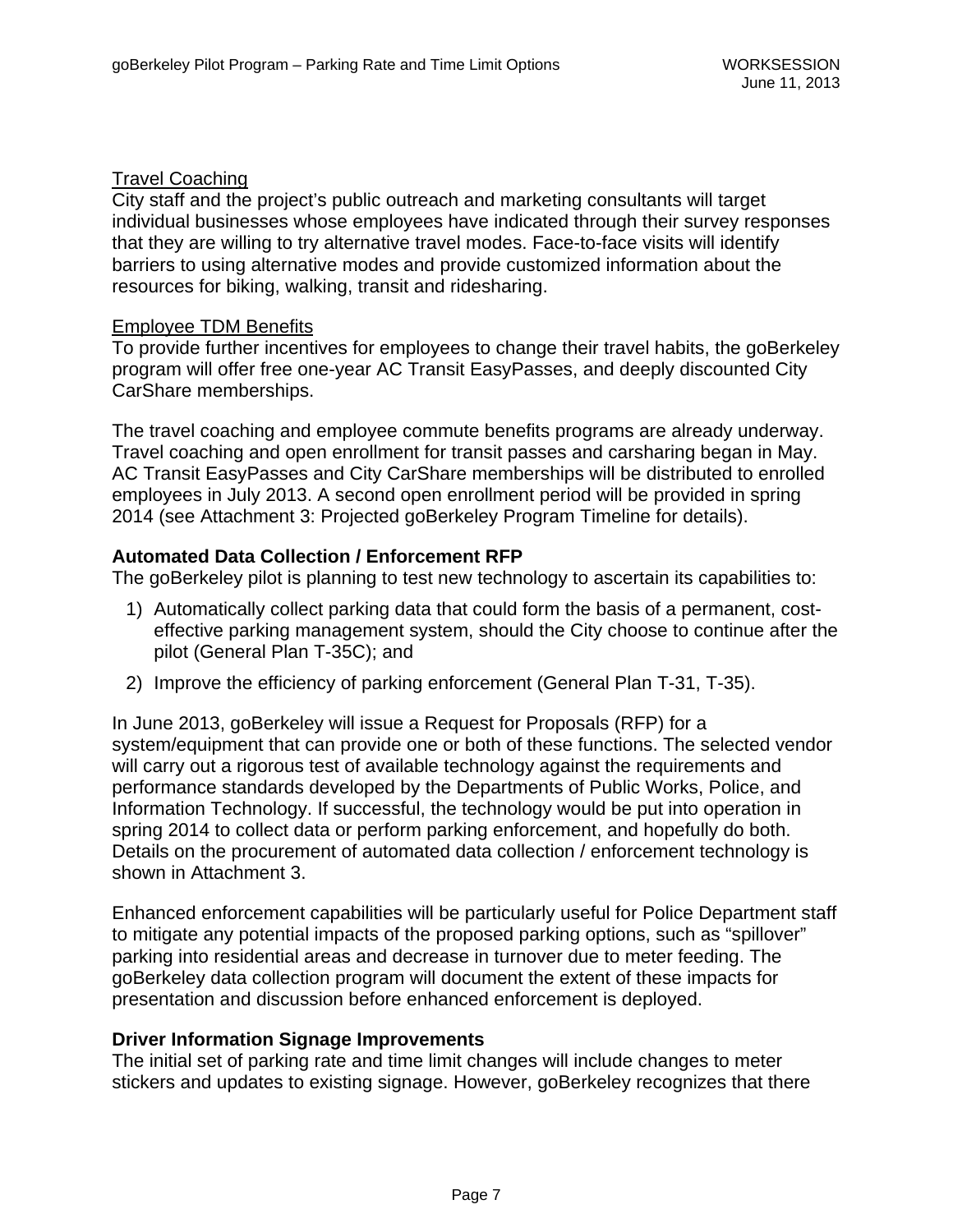Travel Coaching

City staff and the project's public outreach and marketing consultants will target individual businesses whose employees have indicated through their survey responses that they are willing to try alternative travel modes. Face-to-face visits will identify barriers to using alternative modes and provide customized information about the resources for biking, walking, transit and ridesharing.

Employee TDM Benefits

To provide further incentives for employees to change their travel habits, the goBerkeley program will offer free one-year AC Transit EasyPasses, and deeply discounted City CarShare memberships.

The travel coaching and employee commute benefits programs are already underway. Travel coaching and open enrollment for transit passes and carsharing began in May. AC Transit EasyPasses and City CarShare memberships will be distributed to enrolled employees in July 2013. A second open enrollment period will be provided in spring 2014 (see Attachment 3: Projected goBerkeley Program Timeline for details).

**Automated Data Collection / Enforcement RFP**

The goBerkeley pilot is planning to test new technology to ascertain its capabilities to:

1) Automatically collect parking data that could form the basis of a permanent, cost-effective parking management system, should the City choose to continue after the pilot (General Plan T-35C); and
2) Improve the efficiency of parking enforcement (General Plan T-31, T-35).

In June 2013, goBerkeley will issue a Request for Proposals (RFP) for a system/equipment that can provide one or both of these functions. The selected vendor will carry out a rigorous test of available technology against the requirements and performance standards developed by the Departments of Public Works, Police, and Information Technology. If successful, the technology would be put into operation in spring 2014 to collect data or perform parking enforcement, and hopefully do both. Details on the procurement of automated data collection / enforcement technology is shown in Attachment 3.

Enhanced enforcement capabilities will be particularly useful for Police Department staff to mitigate any potential impacts of the proposed parking options, such as "spillover" parking into residential areas and decrease in turnover due to meter feeding. The goBerkeley data collection program will document the extent of these impacts for presentation and discussion before enhanced enforcement is deployed.

**Driver Information Signage Improvements**

The initial set of parking rate and time limit changes will include changes to meter stickers and updates to existing signage. However, goBerkeley recognizes that there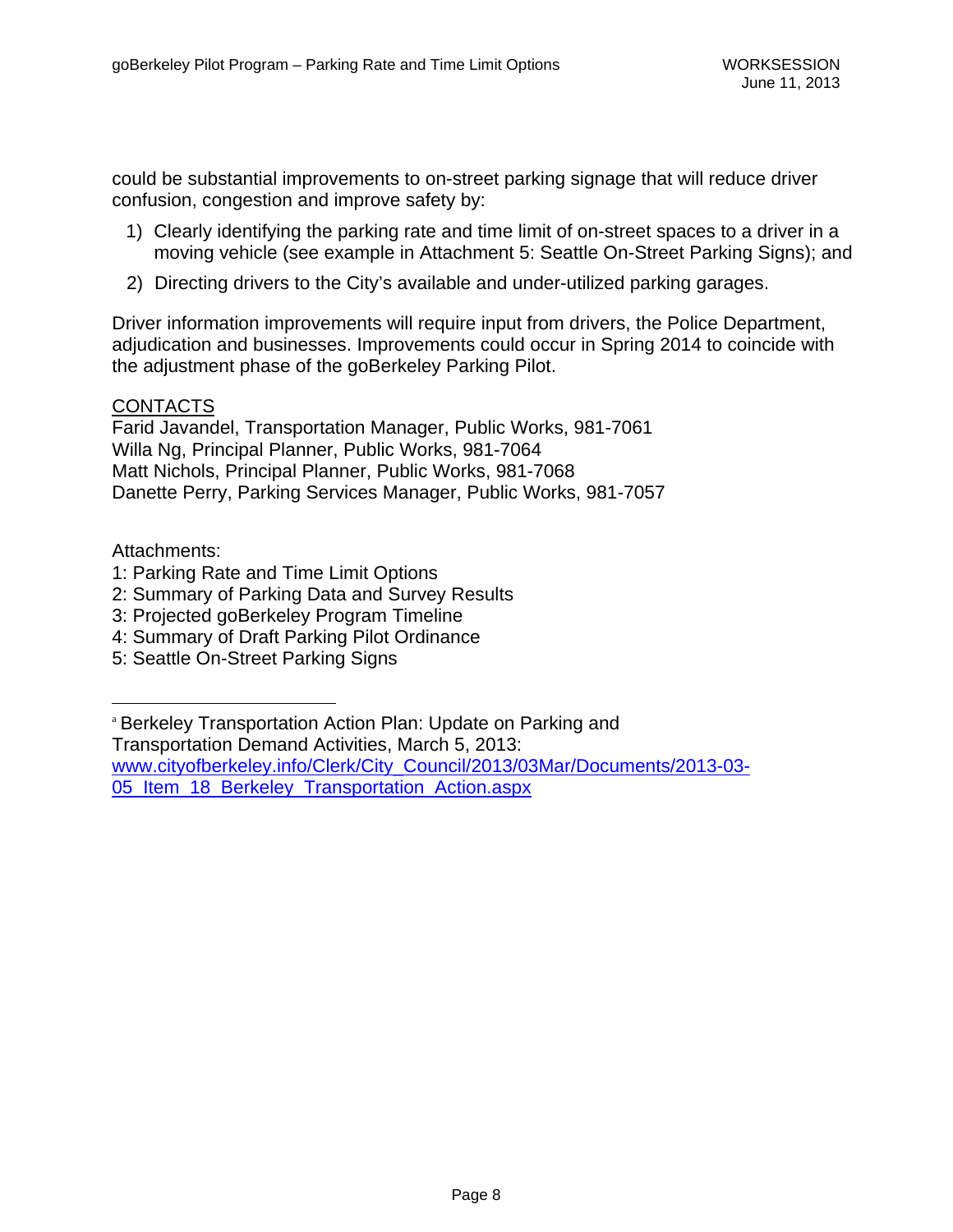could be substantial improvements to on-street parking signage that will reduce driver confusion, congestion and improve safety by:

1) Clearly identifying the parking rate and time limit of on-street spaces to a driver in a moving vehicle (see example in Attachment 5: Seattle On-Street Parking Signs); and
2) Directing drivers to the City's available and under-utilized parking garages.

Driver information improvements will require input from drivers, the Police Department, adjudication and businesses. Improvements could occur in Spring 2014 to coincide with the adjustment phase of the goBerkeley Parking Pilot.

CONTACTS
Farid Javandel, Transportation Manager, Public Works, 981-7061
Willa Ng, Principal Planner, Public Works, 981-7064
Matt Nichols, Principal Planner, Public Works, 981-7068
Danette Perry, Parking Services Manager, Public Works, 981-7057

Attachments:
1: Parking Rate and Time Limit Options
2: Summary of Parking Data and Survey Results
3: Projected goBerkeley Program Timeline
4: Summary of Draft Parking Pilot Ordinance
5: Seattle On-Street Parking Signs

---

[a] Berkeley Transportation Action Plan: Update on Parking and Transportation Demand Activities, March 5, 2013: [www.cityofberkeley.info/Clerk/City_Council/2013/03Mar/Documents/2013-03-05_Item_18_Berkeley_Transportation_Action.aspx](www.cityofberkeley.info/Clerk/City_Council/2013/03Mar/Documents/2013-03-05_Item_18_Berkeley_Transportation_Action.aspx)